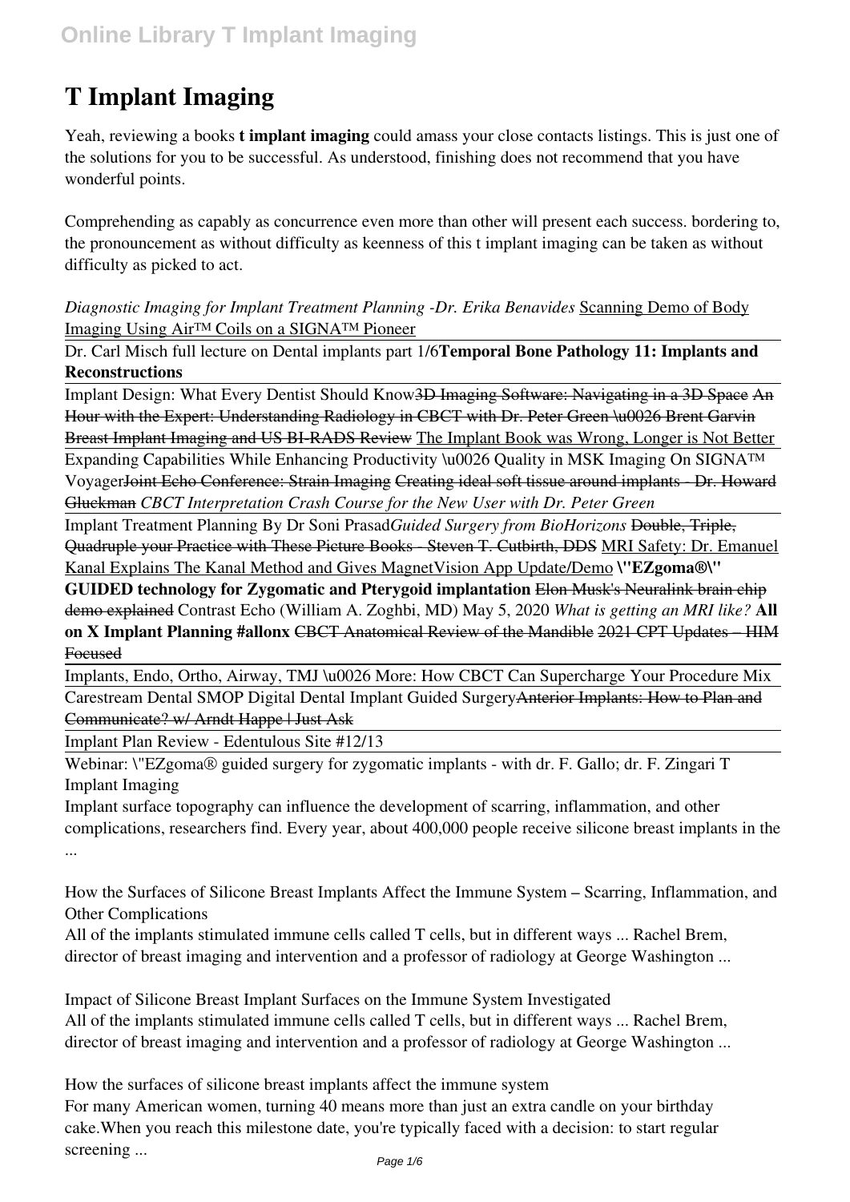# T Implant Imaging

Yeah, reviewing a books **t implant imaging** could amass your close contacts listings. This is just one of the solutions for you to be successful. As understood, finishing does not recommend that you have wonderful points.

Comprehending as capably as concurrence even more than other will present each success. bordering to, the pronouncement as without difficulty as keenness of this t implant imaging can be taken as without difficulty as picked to act.

*Diagnostic Imaging for Implant Treatment Planning -Dr. Erika Benavides* Scanning Demo of Body Imaging Using Air™ Coils on a SIGNA™ Pioneer

Dr. Carl Misch full lecture on Dental implants part 1/6 **Temporal Bone Pathology 11: Implants and Reconstructions**

Implant Design: What Every Dentist Should Know ~~3D Imaging Software: Navigating in a 3D Space~~ ~~An Hour with the Expert: Understanding Radiology in CBCT with Dr. Peter Green \u0026 Brent Garvin~~ ~~Breast Implant Imaging and US BI-RADS Review~~ The Implant Book was Wrong, Longer is Not Better

Expanding Capabilities While Enhancing Productivity \u0026 Quality in MSK Imaging On SIGNA™ Voyager ~~Joint Echo Conference: Strain Imaging~~ ~~Creating ideal soft tissue around implants - Dr. Howard Gluckman~~ *CBCT Interpretation Crash Course for the New User with Dr. Peter Green*

Implant Treatment Planning By Dr Soni Prasad *Guided Surgery from BioHorizons* ~~Double, Triple, Quadruple your Practice with These Picture Books - Steven T. Cutbirth, DDS~~ MRI Safety: Dr. Emanuel Kanal Explains The Kanal Method and Gives MagnetVision App Update/Demo **\"EZgoma®\" GUIDED technology for Zygomatic and Pterygoid implantation** ~~Elon Musk's Neuralink brain chip demo explained~~ Contrast Echo (William A. Zoghbi, MD) May 5, 2020 *What is getting an MRI like?* **All on X Implant Planning #allonx** ~~CBCT Anatomical Review of the Mandible~~ ~~2021 CPT Updates – HIM Focused~~

Implants, Endo, Ortho, Airway, TMJ \u0026 More: How CBCT Can Supercharge Your Procedure Mix

Carestream Dental SMOP Digital Dental Implant Guided Surgery ~~Anterior Implants: How to Plan and Communicate? w/ Arndt Happe | Just Ask~~

Implant Plan Review - Edentulous Site #12/13

Webinar: \"EZgoma® guided surgery for zygomatic implants - with dr. F. Gallo; dr. F. Zingari T Implant Imaging

Implant surface topography can influence the development of scarring, inflammation, and other complications, researchers find. Every year, about 400,000 people receive silicone breast implants in the ...

How the Surfaces of Silicone Breast Implants Affect the Immune System – Scarring, Inflammation, and Other Complications

All of the implants stimulated immune cells called T cells, but in different ways ... Rachel Brem, director of breast imaging and intervention and a professor of radiology at George Washington ...

Impact of Silicone Breast Implant Surfaces on the Immune System Investigated

All of the implants stimulated immune cells called T cells, but in different ways ... Rachel Brem, director of breast imaging and intervention and a professor of radiology at George Washington ...

How the surfaces of silicone breast implants affect the immune system

For many American women, turning 40 means more than just an extra candle on your birthday cake.When you reach this milestone date, you're typically faced with a decision: to start regular screening ...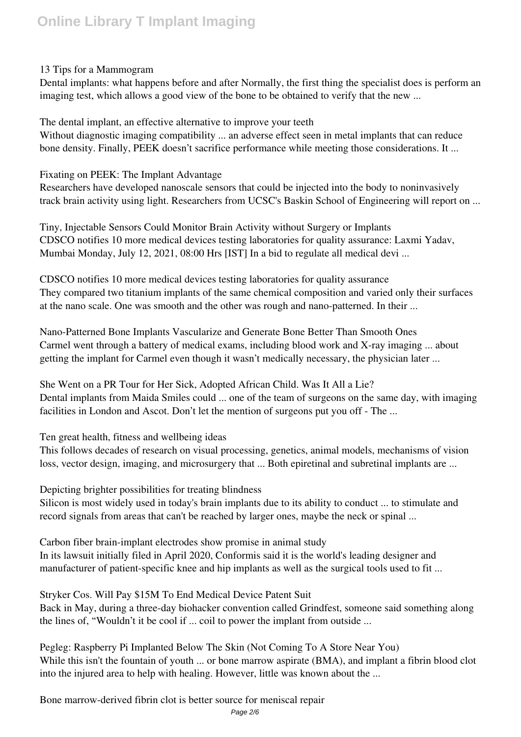13 Tips for a Mammogram

Dental implants: what happens before and after Normally, the first thing the specialist does is perform an imaging test, which allows a good view of the bone to be obtained to verify that the new ...

The dental implant, an effective alternative to improve your teeth

Without diagnostic imaging compatibility ... an adverse effect seen in metal implants that can reduce bone density. Finally, PEEK doesn't sacrifice performance while meeting those considerations. It ...

Fixating on PEEK: The Implant Advantage

Researchers have developed nanoscale sensors that could be injected into the body to noninvasively track brain activity using light. Researchers from UCSC's Baskin School of Engineering will report on ...

Tiny, Injectable Sensors Could Monitor Brain Activity without Surgery or Implants

CDSCO notifies 10 more medical devices testing laboratories for quality assurance: Laxmi Yadav, Mumbai Monday, July 12, 2021, 08:00 Hrs [IST] In a bid to regulate all medical devi ...

CDSCO notifies 10 more medical devices testing laboratories for quality assurance

They compared two titanium implants of the same chemical composition and varied only their surfaces at the nano scale. One was smooth and the other was rough and nano-patterned. In their ...

Nano-Patterned Bone Implants Vascularize and Generate Bone Better Than Smooth Ones

Carmel went through a battery of medical exams, including blood work and X-ray imaging ... about getting the implant for Carmel even though it wasn't medically necessary, the physician later ...

She Went on a PR Tour for Her Sick, Adopted African Child. Was It All a Lie?

Dental implants from Maida Smiles could ... one of the team of surgeons on the same day, with imaging facilities in London and Ascot. Don't let the mention of surgeons put you off - The ...

Ten great health, fitness and wellbeing ideas

This follows decades of research on visual processing, genetics, animal models, mechanisms of vision loss, vector design, imaging, and microsurgery that ... Both epiretinal and subretinal implants are ...

Depicting brighter possibilities for treating blindness

Silicon is most widely used in today's brain implants due to its ability to conduct ... to stimulate and record signals from areas that can't be reached by larger ones, maybe the neck or spinal ...

Carbon fiber brain-implant electrodes show promise in animal study

In its lawsuit initially filed in April 2020, Conformis said it is the world's leading designer and manufacturer of patient-specific knee and hip implants as well as the surgical tools used to fit ...

Stryker Cos. Will Pay $15M To End Medical Device Patent Suit

Back in May, during a three-day biohacker convention called Grindfest, someone said something along the lines of, "Wouldn't it be cool if ... coil to power the implant from outside ...

Pegleg: Raspberry Pi Implanted Below The Skin (Not Coming To A Store Near You)

While this isn't the fountain of youth ... or bone marrow aspirate (BMA), and implant a fibrin blood clot into the injured area to help with healing. However, little was known about the ...

Bone marrow-derived fibrin clot is better source for meniscal repair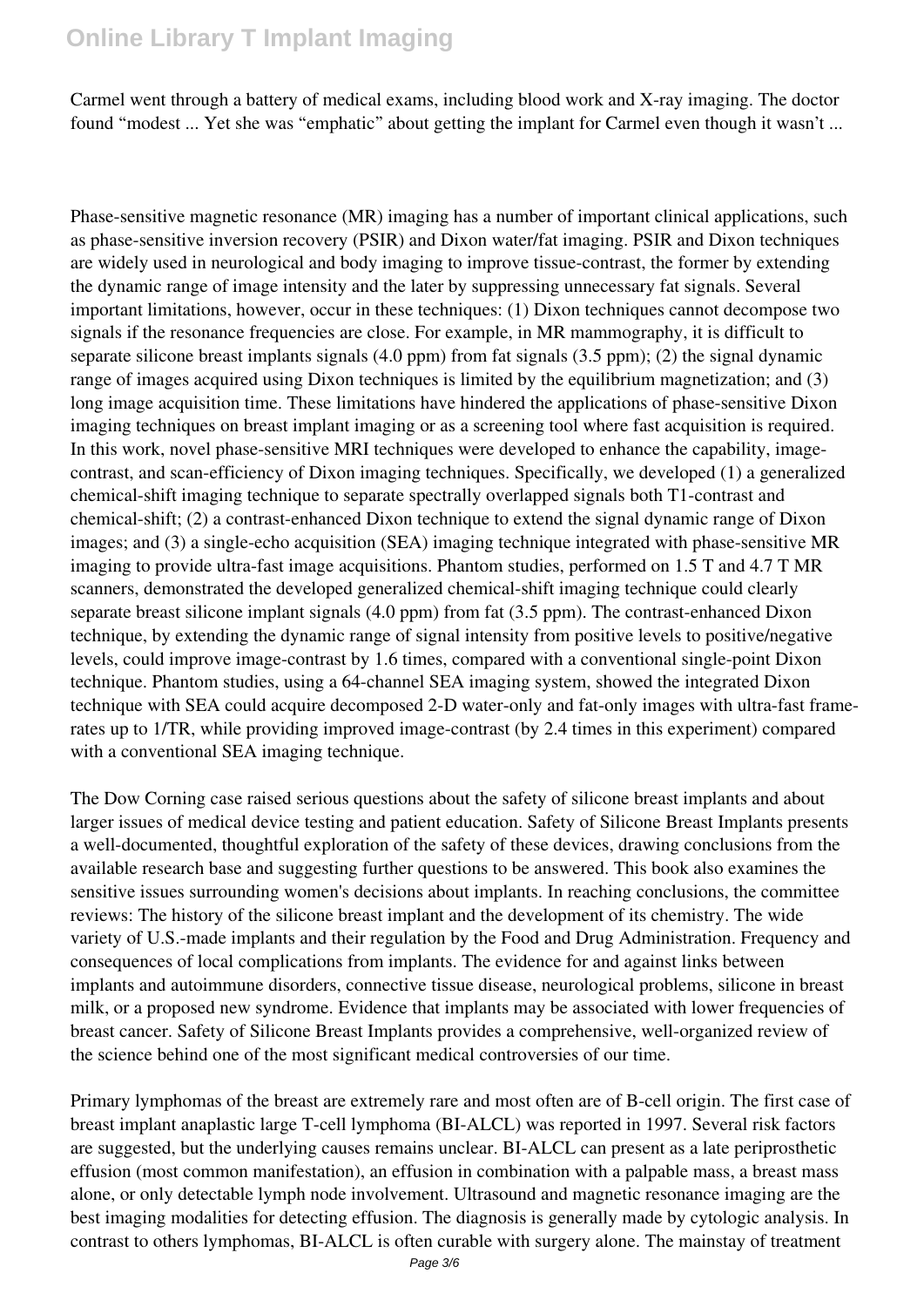Carmel went through a battery of medical exams, including blood work and X-ray imaging. The doctor found "modest ... Yet she was "emphatic" about getting the implant for Carmel even though it wasn't ...

Phase-sensitive magnetic resonance (MR) imaging has a number of important clinical applications, such as phase-sensitive inversion recovery (PSIR) and Dixon water/fat imaging. PSIR and Dixon techniques are widely used in neurological and body imaging to improve tissue-contrast, the former by extending the dynamic range of image intensity and the later by suppressing unnecessary fat signals. Several important limitations, however, occur in these techniques: (1) Dixon techniques cannot decompose two signals if the resonance frequencies are close. For example, in MR mammography, it is difficult to separate silicone breast implants signals (4.0 ppm) from fat signals (3.5 ppm); (2) the signal dynamic range of images acquired using Dixon techniques is limited by the equilibrium magnetization; and (3) long image acquisition time. These limitations have hindered the applications of phase-sensitive Dixon imaging techniques on breast implant imaging or as a screening tool where fast acquisition is required. In this work, novel phase-sensitive MRI techniques were developed to enhance the capability, image-contrast, and scan-efficiency of Dixon imaging techniques. Specifically, we developed (1) a generalized chemical-shift imaging technique to separate spectrally overlapped signals both T1-contrast and chemical-shift; (2) a contrast-enhanced Dixon technique to extend the signal dynamic range of Dixon images; and (3) a single-echo acquisition (SEA) imaging technique integrated with phase-sensitive MR imaging to provide ultra-fast image acquisitions. Phantom studies, performed on 1.5 T and 4.7 T MR scanners, demonstrated the developed generalized chemical-shift imaging technique could clearly separate breast silicone implant signals (4.0 ppm) from fat (3.5 ppm). The contrast-enhanced Dixon technique, by extending the dynamic range of signal intensity from positive levels to positive/negative levels, could improve image-contrast by 1.6 times, compared with a conventional single-point Dixon technique. Phantom studies, using a 64-channel SEA imaging system, showed the integrated Dixon technique with SEA could acquire decomposed 2-D water-only and fat-only images with ultra-fast frame-rates up to 1/TR, while providing improved image-contrast (by 2.4 times in this experiment) compared with a conventional SEA imaging technique.

The Dow Corning case raised serious questions about the safety of silicone breast implants and about larger issues of medical device testing and patient education. Safety of Silicone Breast Implants presents a well-documented, thoughtful exploration of the safety of these devices, drawing conclusions from the available research base and suggesting further questions to be answered. This book also examines the sensitive issues surrounding women's decisions about implants. In reaching conclusions, the committee reviews: The history of the silicone breast implant and the development of its chemistry. The wide variety of U.S.-made implants and their regulation by the Food and Drug Administration. Frequency and consequences of local complications from implants. The evidence for and against links between implants and autoimmune disorders, connective tissue disease, neurological problems, silicone in breast milk, or a proposed new syndrome. Evidence that implants may be associated with lower frequencies of breast cancer. Safety of Silicone Breast Implants provides a comprehensive, well-organized review of the science behind one of the most significant medical controversies of our time.

Primary lymphomas of the breast are extremely rare and most often are of B-cell origin. The first case of breast implant anaplastic large T-cell lymphoma (BI-ALCL) was reported in 1997. Several risk factors are suggested, but the underlying causes remains unclear. BI-ALCL can present as a late periprosthetic effusion (most common manifestation), an effusion in combination with a palpable mass, a breast mass alone, or only detectable lymph node involvement. Ultrasound and magnetic resonance imaging are the best imaging modalities for detecting effusion. The diagnosis is generally made by cytologic analysis. In contrast to others lymphomas, BI-ALCL is often curable with surgery alone. The mainstay of treatment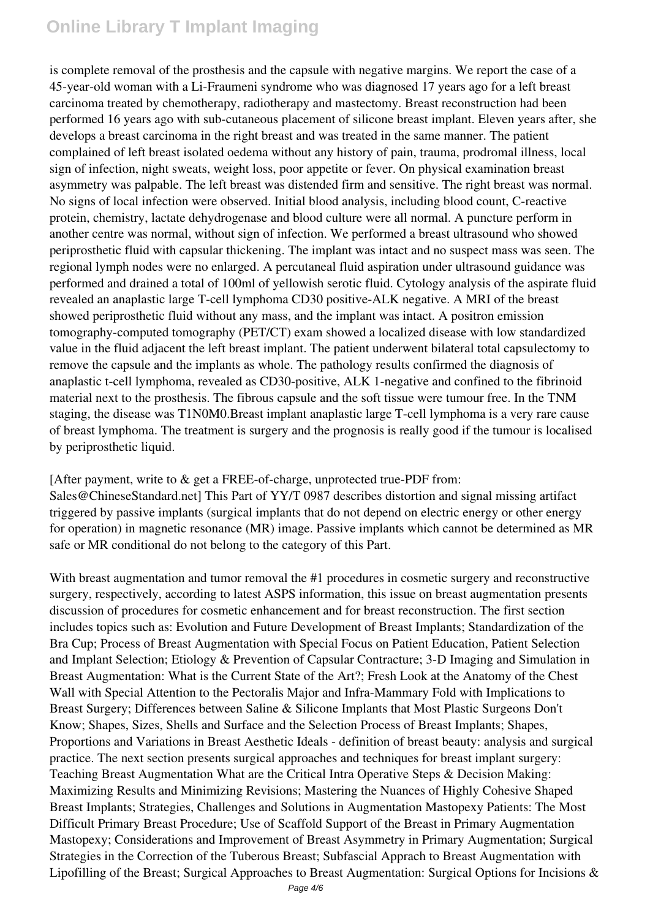is complete removal of the prosthesis and the capsule with negative margins. We report the case of a 45-year-old woman with a Li-Fraumeni syndrome who was diagnosed 17 years ago for a left breast carcinoma treated by chemotherapy, radiotherapy and mastectomy. Breast reconstruction had been performed 16 years ago with sub-cutaneous placement of silicone breast implant. Eleven years after, she develops a breast carcinoma in the right breast and was treated in the same manner. The patient complained of left breast isolated oedema without any history of pain, trauma, prodromal illness, local sign of infection, night sweats, weight loss, poor appetite or fever. On physical examination breast asymmetry was palpable. The left breast was distended firm and sensitive. The right breast was normal. No signs of local infection were observed. Initial blood analysis, including blood count, C-reactive protein, chemistry, lactate dehydrogenase and blood culture were all normal. A puncture perform in another centre was normal, without sign of infection. We performed a breast ultrasound who showed periprosthetic fluid with capsular thickening. The implant was intact and no suspect mass was seen. The regional lymph nodes were no enlarged. A percutaneal fluid aspiration under ultrasound guidance was performed and drained a total of 100ml of yellowish serotic fluid. Cytology analysis of the aspirate fluid revealed an anaplastic large T-cell lymphoma CD30 positive-ALK negative. A MRI of the breast showed periprosthetic fluid without any mass, and the implant was intact. A positron emission tomography-computed tomography (PET/CT) exam showed a localized disease with low standardized value in the fluid adjacent the left breast implant. The patient underwent bilateral total capsulectomy to remove the capsule and the implants as whole. The pathology results confirmed the diagnosis of anaplastic t-cell lymphoma, revealed as CD30-positive, ALK 1-negative and confined to the fibrinoid material next to the prosthesis. The fibrous capsule and the soft tissue were tumour free. In the TNM staging, the disease was T1N0M0.Breast implant anaplastic large T-cell lymphoma is a very rare cause of breast lymphoma. The treatment is surgery and the prognosis is really good if the tumour is localised by periprosthetic liquid.

[After payment, write to & get a FREE-of-charge, unprotected true-PDF from: Sales@ChineseStandard.net] This Part of YY/T 0987 describes distortion and signal missing artifact triggered by passive implants (surgical implants that do not depend on electric energy or other energy for operation) in magnetic resonance (MR) image. Passive implants which cannot be determined as MR safe or MR conditional do not belong to the category of this Part.

With breast augmentation and tumor removal the #1 procedures in cosmetic surgery and reconstructive surgery, respectively, according to latest ASPS information, this issue on breast augmentation presents discussion of procedures for cosmetic enhancement and for breast reconstruction. The first section includes topics such as: Evolution and Future Development of Breast Implants; Standardization of the Bra Cup; Process of Breast Augmentation with Special Focus on Patient Education, Patient Selection and Implant Selection; Etiology & Prevention of Capsular Contracture; 3-D Imaging and Simulation in Breast Augmentation: What is the Current State of the Art?; Fresh Look at the Anatomy of the Chest Wall with Special Attention to the Pectoralis Major and Infra-Mammary Fold with Implications to Breast Surgery; Differences between Saline & Silicone Implants that Most Plastic Surgeons Don't Know; Shapes, Sizes, Shells and Surface and the Selection Process of Breast Implants; Shapes, Proportions and Variations in Breast Aesthetic Ideals - definition of breast beauty: analysis and surgical practice. The next section presents surgical approaches and techniques for breast implant surgery: Teaching Breast Augmentation What are the Critical Intra Operative Steps & Decision Making: Maximizing Results and Minimizing Revisions; Mastering the Nuances of Highly Cohesive Shaped Breast Implants; Strategies, Challenges and Solutions in Augmentation Mastopexy Patients: The Most Difficult Primary Breast Procedure; Use of Scaffold Support of the Breast in Primary Augmentation Mastopexy; Considerations and Improvement of Breast Asymmetry in Primary Augmentation; Surgical Strategies in the Correction of the Tuberous Breast; Subfascial Apprach to Breast Augmentation with Lipofilling of the Breast; Surgical Approaches to Breast Augmentation: Surgical Options for Incisions &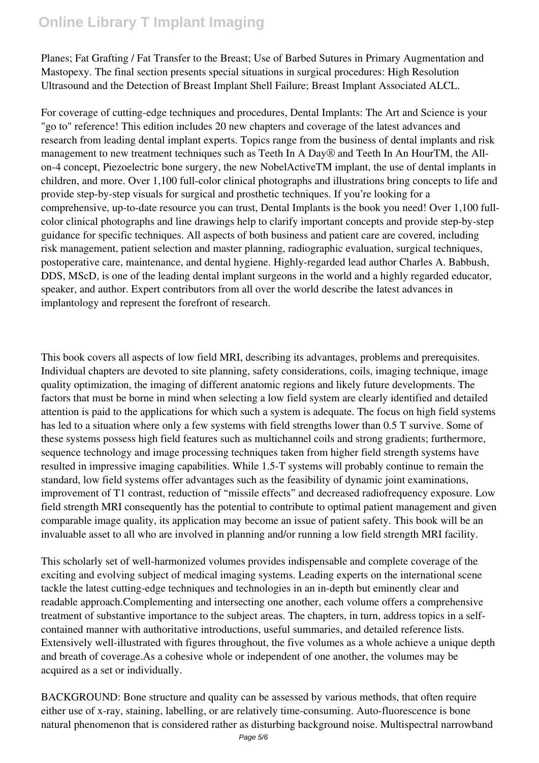Planes; Fat Grafting / Fat Transfer to the Breast; Use of Barbed Sutures in Primary Augmentation and Mastopexy. The final section presents special situations in surgical procedures: High Resolution Ultrasound and the Detection of Breast Implant Shell Failure; Breast Implant Associated ALCL.

For coverage of cutting-edge techniques and procedures, Dental Implants: The Art and Science is your "go to" reference! This edition includes 20 new chapters and coverage of the latest advances and research from leading dental implant experts. Topics range from the business of dental implants and risk management to new treatment techniques such as Teeth In A Day® and Teeth In An HourTM, the All-on-4 concept, Piezoelectric bone surgery, the new NobelActiveTM implant, the use of dental implants in children, and more. Over 1,100 full-color clinical photographs and illustrations bring concepts to life and provide step-by-step visuals for surgical and prosthetic techniques. If you're looking for a comprehensive, up-to-date resource you can trust, Dental Implants is the book you need! Over 1,100 full-color clinical photographs and line drawings help to clarify important concepts and provide step-by-step guidance for specific techniques. All aspects of both business and patient care are covered, including risk management, patient selection and master planning, radiographic evaluation, surgical techniques, postoperative care, maintenance, and dental hygiene. Highly-regarded lead author Charles A. Babbush, DDS, MScD, is one of the leading dental implant surgeons in the world and a highly regarded educator, speaker, and author. Expert contributors from all over the world describe the latest advances in implantology and represent the forefront of research.

This book covers all aspects of low field MRI, describing its advantages, problems and prerequisites. Individual chapters are devoted to site planning, safety considerations, coils, imaging technique, image quality optimization, the imaging of different anatomic regions and likely future developments. The factors that must be borne in mind when selecting a low field system are clearly identified and detailed attention is paid to the applications for which such a system is adequate. The focus on high field systems has led to a situation where only a few systems with field strengths lower than 0.5 T survive. Some of these systems possess high field features such as multichannel coils and strong gradients; furthermore, sequence technology and image processing techniques taken from higher field strength systems have resulted in impressive imaging capabilities. While 1.5-T systems will probably continue to remain the standard, low field systems offer advantages such as the feasibility of dynamic joint examinations, improvement of T1 contrast, reduction of "missile effects" and decreased radiofrequency exposure. Low field strength MRI consequently has the potential to contribute to optimal patient management and given comparable image quality, its application may become an issue of patient safety. This book will be an invaluable asset to all who are involved in planning and/or running a low field strength MRI facility.

This scholarly set of well-harmonized volumes provides indispensable and complete coverage of the exciting and evolving subject of medical imaging systems. Leading experts on the international scene tackle the latest cutting-edge techniques and technologies in an in-depth but eminently clear and readable approach.Complementing and intersecting one another, each volume offers a comprehensive treatment of substantive importance to the subject areas. The chapters, in turn, address topics in a self-contained manner with authoritative introductions, useful summaries, and detailed reference lists. Extensively well-illustrated with figures throughout, the five volumes as a whole achieve a unique depth and breath of coverage.As a cohesive whole or independent of one another, the volumes may be acquired as a set or individually.

BACKGROUND: Bone structure and quality can be assessed by various methods, that often require either use of x-ray, staining, labelling, or are relatively time-consuming. Auto-fluorescence is bone natural phenomenon that is considered rather as disturbing background noise. Multispectral narrowband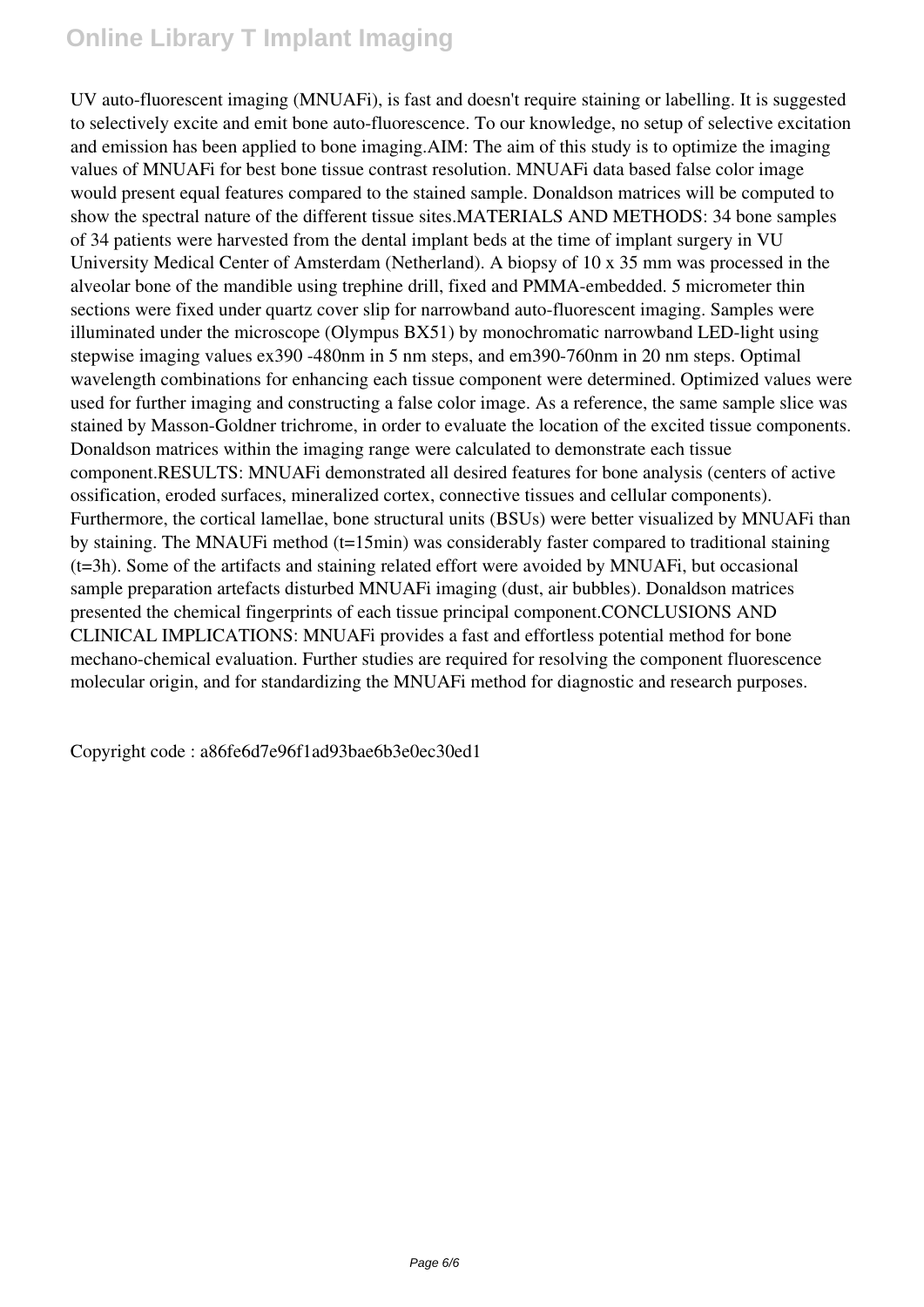UV auto-fluorescent imaging (MNUAFi), is fast and doesn't require staining or labelling. It is suggested to selectively excite and emit bone auto-fluorescence. To our knowledge, no setup of selective excitation and emission has been applied to bone imaging.AIM: The aim of this study is to optimize the imaging values of MNUAFi for best bone tissue contrast resolution. MNUAFi data based false color image would present equal features compared to the stained sample. Donaldson matrices will be computed to show the spectral nature of the different tissue sites.MATERIALS AND METHODS: 34 bone samples of 34 patients were harvested from the dental implant beds at the time of implant surgery in VU University Medical Center of Amsterdam (Netherland). A biopsy of 10 x 35 mm was processed in the alveolar bone of the mandible using trephine drill, fixed and PMMA-embedded. 5 micrometer thin sections were fixed under quartz cover slip for narrowband auto-fluorescent imaging. Samples were illuminated under the microscope (Olympus BX51) by monochromatic narrowband LED-light using stepwise imaging values ex390 -480nm in 5 nm steps, and em390-760nm in 20 nm steps. Optimal wavelength combinations for enhancing each tissue component were determined. Optimized values were used for further imaging and constructing a false color image. As a reference, the same sample slice was stained by Masson-Goldner trichrome, in order to evaluate the location of the excited tissue components. Donaldson matrices within the imaging range were calculated to demonstrate each tissue component.RESULTS: MNUAFi demonstrated all desired features for bone analysis (centers of active ossification, eroded surfaces, mineralized cortex, connective tissues and cellular components). Furthermore, the cortical lamellae, bone structural units (BSUs) were better visualized by MNUAFi than by staining. The MNAUFi method (t=15min) was considerably faster compared to traditional staining (t=3h). Some of the artifacts and staining related effort were avoided by MNUAFi, but occasional sample preparation artefacts disturbed MNUAFi imaging (dust, air bubbles). Donaldson matrices presented the chemical fingerprints of each tissue principal component.CONCLUSIONS AND CLINICAL IMPLICATIONS: MNUAFi provides a fast and effortless potential method for bone mechano-chemical evaluation. Further studies are required for resolving the component fluorescence molecular origin, and for standardizing the MNUAFi method for diagnostic and research purposes.

Copyright code : a86fe6d7e96f1ad93bae6b3e0ec30ed1